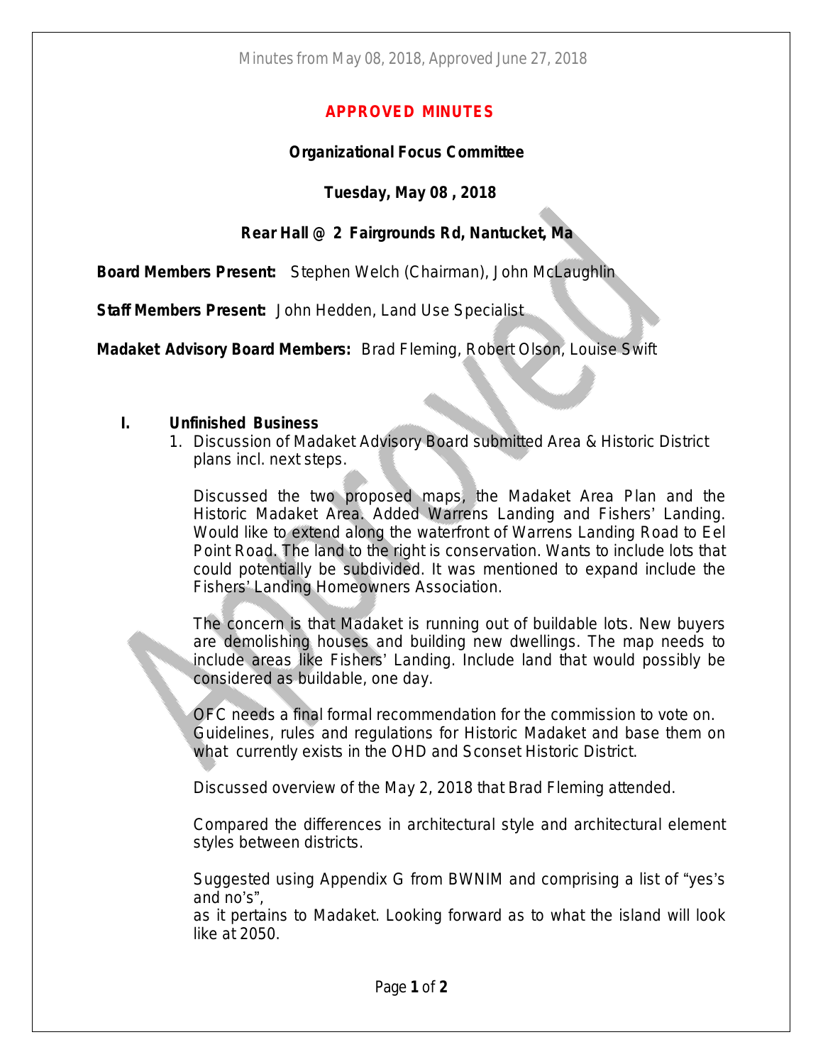# APPROVED MINUTES

## Organizational Focus Committee

### Tuesday, May 08 , 2018

### Rear Hall @ 2 Fairgrounds Rd, Nantucket, Ma

**Board Members Present:** Stephen Welch (Chairman), John McLaughlin

**Staff Members Present:** John Hedden, Land Use Specialist

**Madaket Advisory Board Members:** Brad Fleming, Robert Olson, Louise Swift

**I. Unfinished Business**

1. Discussion of Madaket Advisory Board submitted Area & Historic District plans incl. next steps.

   Discussed the two proposed maps, the Madaket Area Plan and the Historic Madaket Area. Added Warrens Landing and Fishers' Landing. Would like to extend along the waterfront of Warrens Landing Road to Eel Point Road. The land to the right is conservation. Wants to include lots that could potentially be subdivided. It was mentioned to expand include the Fishers' Landing Homeowners Association.

   The concern is that Madaket is running out of buildable lots. New buyers are demolishing houses and building new dwellings. The map needs to include areas like Fishers' Landing. Include land that would possibly be considered as buildable, one day.

   OFC needs a final formal recommendation for the commission to vote on. Guidelines, rules and regulations for Historic Madaket and base them on what currently exists in the OHD and Sconset Historic District.

   Discussed overview of the May 2, 2018 that Brad Fleming attended.

   Compared the differences in architectural style and architectural element styles between districts.

   Suggested using Appendix G from BWNIM and comprising a list of "yes's and no's",
   as it pertains to Madaket. Looking forward as to what the island will look like at 2050.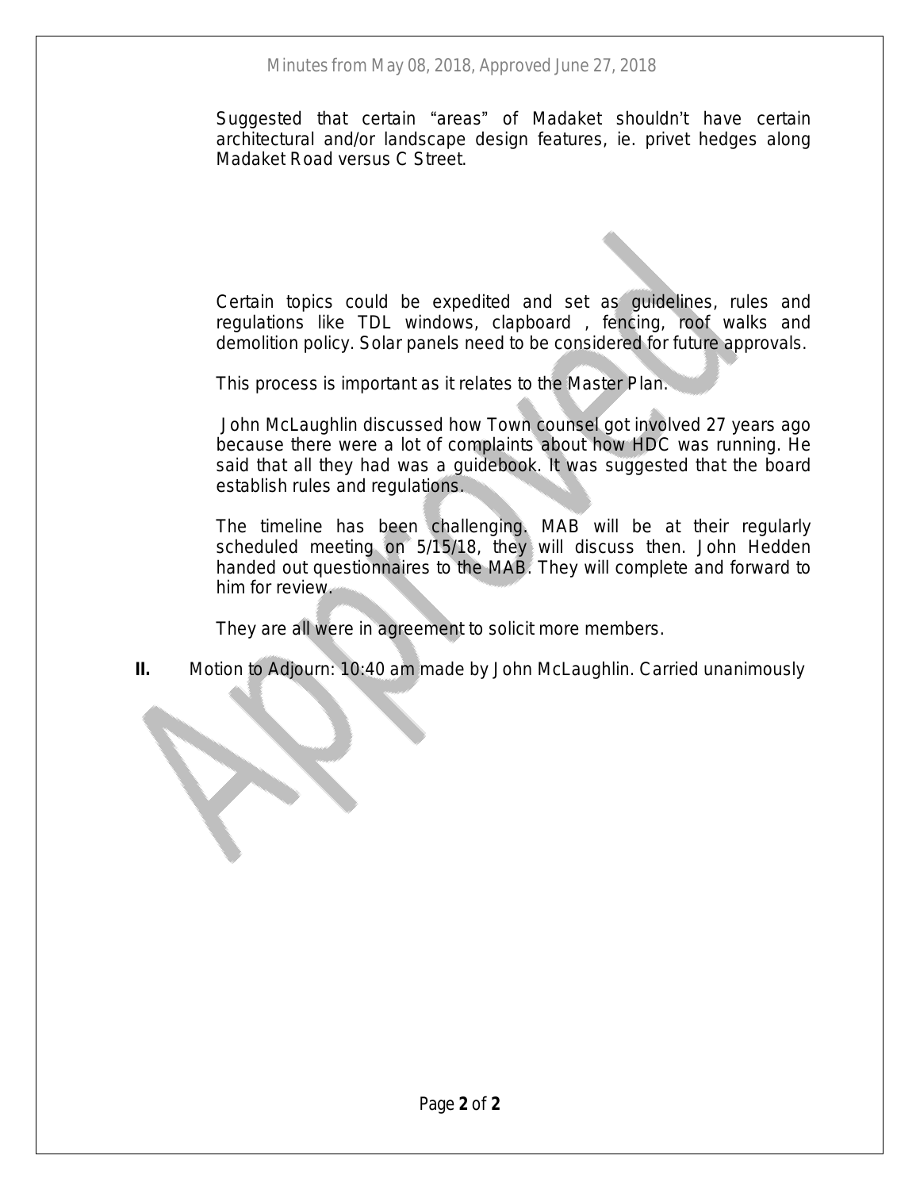Suggested that certain "areas" of Madaket shouldn't have certain architectural and/or landscape design features, ie. privet hedges along Madaket Road versus C Street.

Certain topics could be expedited and set as guidelines, rules and regulations like TDL windows, clapboard , fencing, roof walks and demolition policy. Solar panels need to be considered for future approvals.

This process is important as it relates to the Master Plan.

John McLaughlin discussed how Town counsel got involved 27 years ago because there were a lot of complaints about how HDC was running. He said that all they had was a guidebook. It was suggested that the board establish rules and regulations.

The timeline has been challenging. MAB will be at their regularly scheduled meeting on 5/15/18, they will discuss then. John Hedden handed out questionnaires to the MAB. They will complete and forward to him for review.

They are all were in agreement to solicit more members.

**II.** Motion to Adjourn: 10:40 am made by John McLaughlin. Carried unanimously